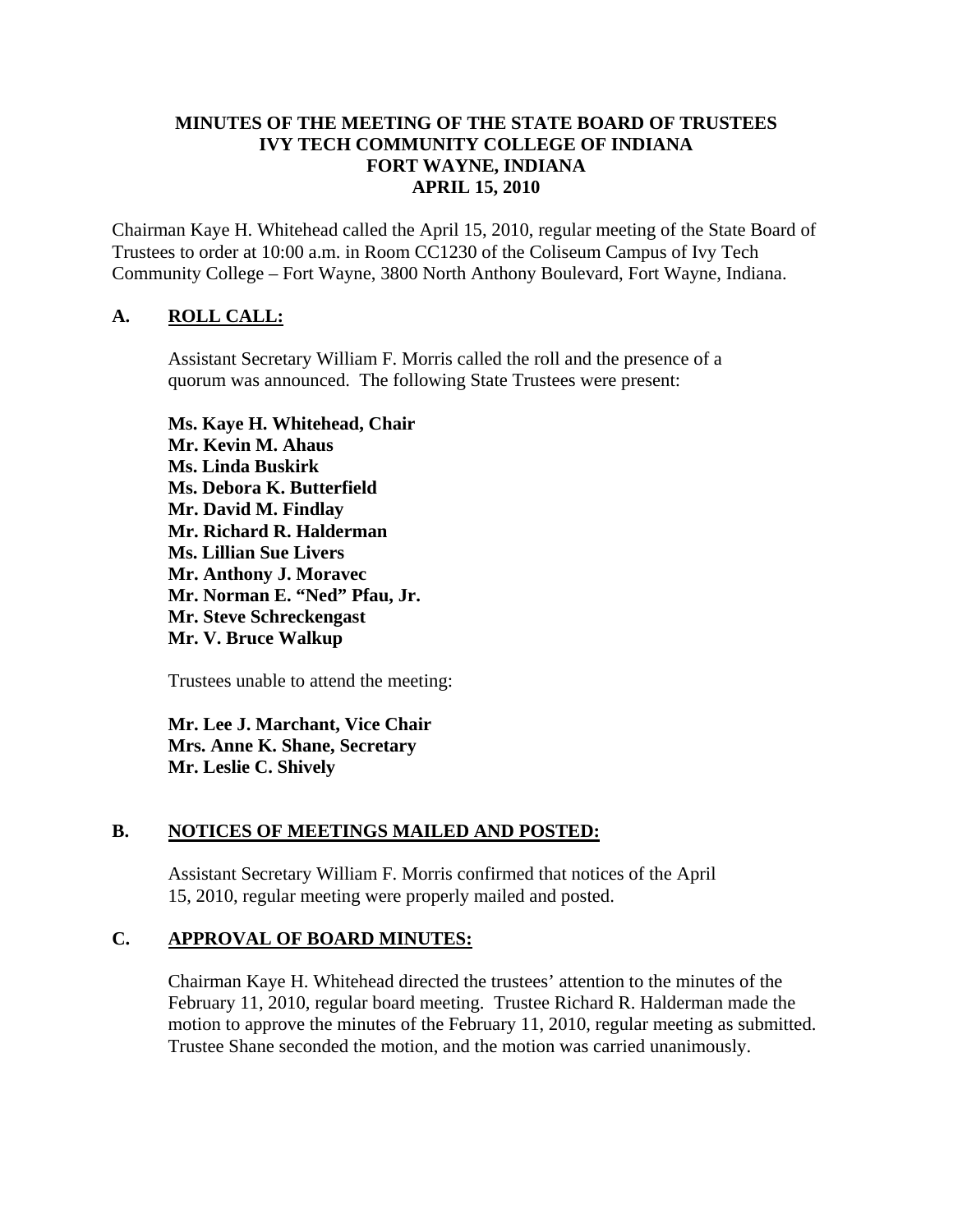# MINUTES OF THE MEETING OF THE STATE BOARD OF TRUSTEES
# IVY TECH COMMUNITY COLLEGE OF INDIANA
# FORT WAYNE, INDIANA
# APRIL 15, 2010

Chairman Kaye H. Whitehead called the April 15, 2010, regular meeting of the State Board of Trustees to order at 10:00 a.m. in Room CC1230 of the Coliseum Campus of Ivy Tech Community College – Fort Wayne, 3800 North Anthony Boulevard, Fort Wayne, Indiana.

## A. ROLL CALL:

Assistant Secretary William F. Morris called the roll and the presence of a quorum was announced. The following State Trustees were present:

**Ms. Kaye H. Whitehead, Chair**
**Mr. Kevin M. Ahaus**
**Ms. Linda Buskirk**
**Ms. Debora K. Butterfield**
**Mr. David M. Findlay**
**Mr. Richard R. Halderman**
**Ms. Lillian Sue Livers**
**Mr. Anthony J. Moravec**
**Mr. Norman E. "Ned" Pfau, Jr.**
**Mr. Steve Schreckengast**
**Mr. V. Bruce Walkup**

Trustees unable to attend the meeting:

**Mr. Lee J. Marchant, Vice Chair**
**Mrs. Anne K. Shane, Secretary**
**Mr. Leslie C. Shively**

## B. NOTICES OF MEETINGS MAILED AND POSTED:

Assistant Secretary William F. Morris confirmed that notices of the April 15, 2010, regular meeting were properly mailed and posted.

## C. APPROVAL OF BOARD MINUTES:

Chairman Kaye H. Whitehead directed the trustees' attention to the minutes of the February 11, 2010, regular board meeting. Trustee Richard R. Halderman made the motion to approve the minutes of the February 11, 2010, regular meeting as submitted. Trustee Shane seconded the motion, and the motion was carried unanimously.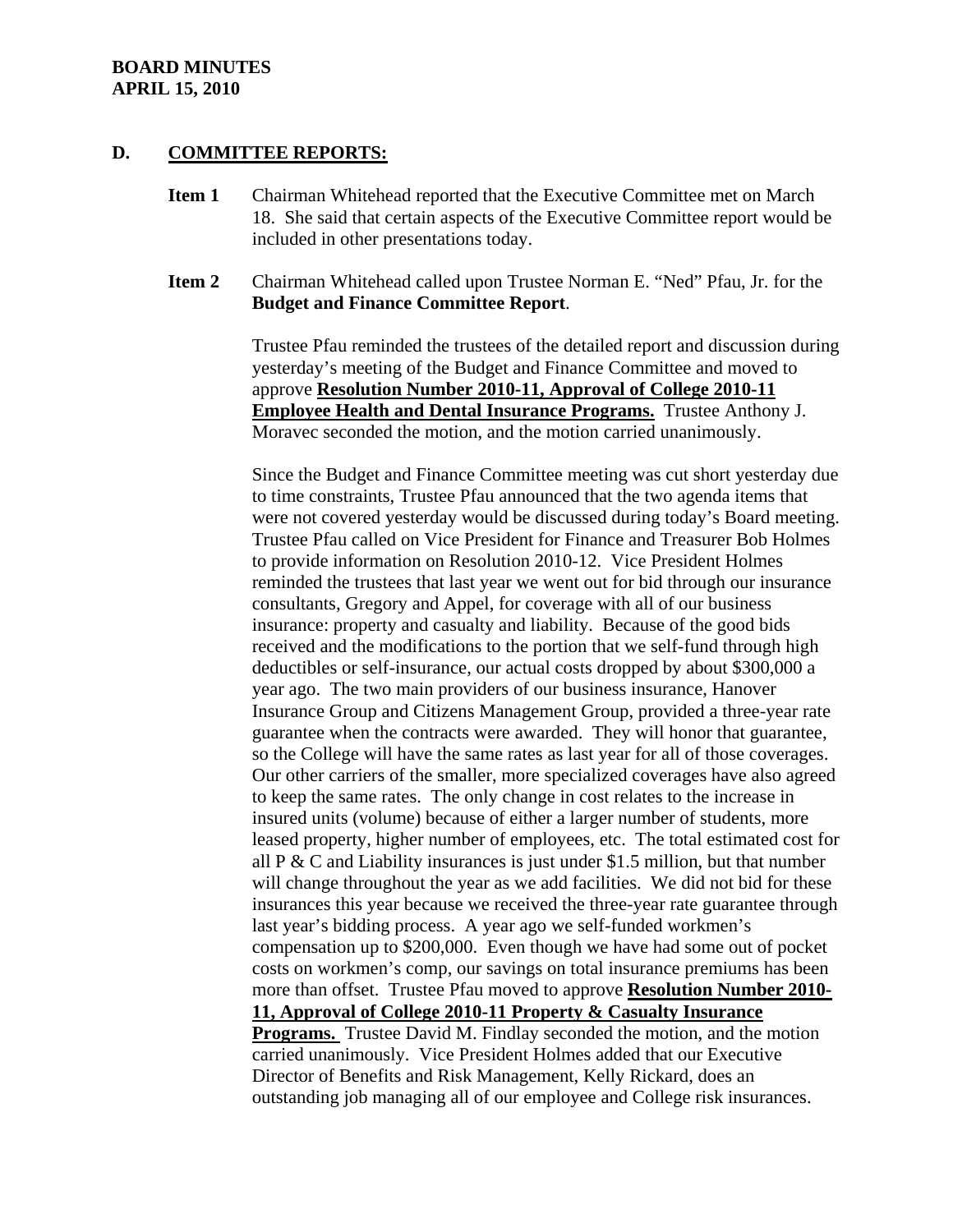**BOARD MINUTES**
**APRIL 15, 2010**

## D. COMMITTEE REPORTS:

**Item 1** Chairman Whitehead reported that the Executive Committee met on March 18. She said that certain aspects of the Executive Committee report would be included in other presentations today.

**Item 2** Chairman Whitehead called upon Trustee Norman E. "Ned" Pfau, Jr. for the **Budget and Finance Committee Report**.

Trustee Pfau reminded the trustees of the detailed report and discussion during yesterday's meeting of the Budget and Finance Committee and moved to approve **Resolution Number 2010-11, Approval of College 2010-11 Employee Health and Dental Insurance Programs.** Trustee Anthony J. Moravec seconded the motion, and the motion carried unanimously.

Since the Budget and Finance Committee meeting was cut short yesterday due to time constraints, Trustee Pfau announced that the two agenda items that were not covered yesterday would be discussed during today's Board meeting. Trustee Pfau called on Vice President for Finance and Treasurer Bob Holmes to provide information on Resolution 2010-12. Vice President Holmes reminded the trustees that last year we went out for bid through our insurance consultants, Gregory and Appel, for coverage with all of our business insurance: property and casualty and liability. Because of the good bids received and the modifications to the portion that we self-fund through high deductibles or self-insurance, our actual costs dropped by about $300,000 a year ago. The two main providers of our business insurance, Hanover Insurance Group and Citizens Management Group, provided a three-year rate guarantee when the contracts were awarded. They will honor that guarantee, so the College will have the same rates as last year for all of those coverages. Our other carriers of the smaller, more specialized coverages have also agreed to keep the same rates. The only change in cost relates to the increase in insured units (volume) because of either a larger number of students, more leased property, higher number of employees, etc. The total estimated cost for all P & C and Liability insurances is just under $1.5 million, but that number will change throughout the year as we add facilities. We did not bid for these insurances this year because we received the three-year rate guarantee through last year's bidding process. A year ago we self-funded workmen's compensation up to $200,000. Even though we have had some out of pocket costs on workmen's comp, our savings on total insurance premiums has been more than offset. Trustee Pfau moved to approve **Resolution Number 2010-11, Approval of College 2010-11 Property & Casualty Insurance Programs.** Trustee David M. Findlay seconded the motion, and the motion carried unanimously. Vice President Holmes added that our Executive Director of Benefits and Risk Management, Kelly Rickard, does an outstanding job managing all of our employee and College risk insurances.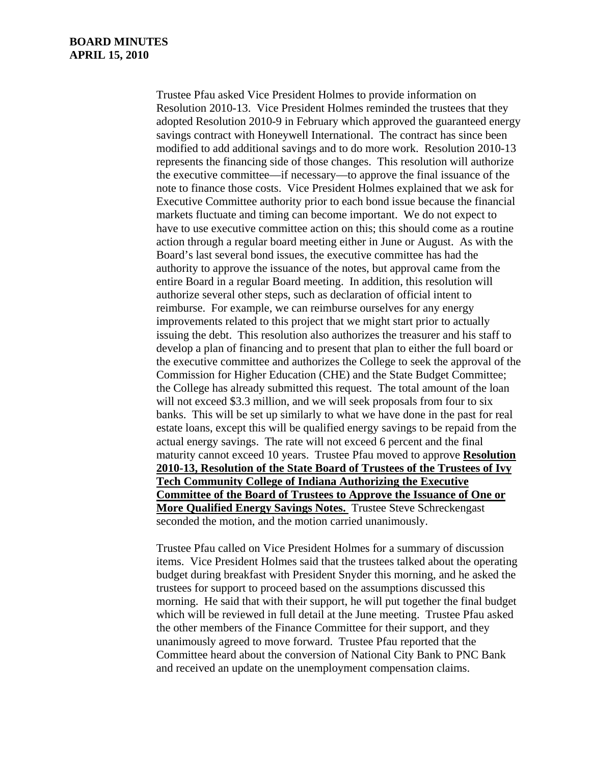Trustee Pfau asked Vice President Holmes to provide information on Resolution 2010-13. Vice President Holmes reminded the trustees that they adopted Resolution 2010-9 in February which approved the guaranteed energy savings contract with Honeywell International. The contract has since been modified to add additional savings and to do more work. Resolution 2010-13 represents the financing side of those changes. This resolution will authorize the executive committee—if necessary—to approve the final issuance of the note to finance those costs. Vice President Holmes explained that we ask for Executive Committee authority prior to each bond issue because the financial markets fluctuate and timing can become important. We do not expect to have to use executive committee action on this; this should come as a routine action through a regular board meeting either in June or August. As with the Board's last several bond issues, the executive committee has had the authority to approve the issuance of the notes, but approval came from the entire Board in a regular Board meeting. In addition, this resolution will authorize several other steps, such as declaration of official intent to reimburse. For example, we can reimburse ourselves for any energy improvements related to this project that we might start prior to actually issuing the debt. This resolution also authorizes the treasurer and his staff to develop a plan of financing and to present that plan to either the full board or the executive committee and authorizes the College to seek the approval of the Commission for Higher Education (CHE) and the State Budget Committee; the College has already submitted this request. The total amount of the loan will not exceed $3.3 million, and we will seek proposals from four to six banks. This will be set up similarly to what we have done in the past for real estate loans, except this will be qualified energy savings to be repaid from the actual energy savings. The rate will not exceed 6 percent and the final maturity cannot exceed 10 years. Trustee Pfau moved to approve **Resolution 2010-13, Resolution of the State Board of Trustees of the Trustees of Ivy Tech Community College of Indiana Authorizing the Executive Committee of the Board of Trustees to Approve the Issuance of One or More Qualified Energy Savings Notes.** Trustee Steve Schreckengast seconded the motion, and the motion carried unanimously.

Trustee Pfau called on Vice President Holmes for a summary of discussion items. Vice President Holmes said that the trustees talked about the operating budget during breakfast with President Snyder this morning, and he asked the trustees for support to proceed based on the assumptions discussed this morning. He said that with their support, he will put together the final budget which will be reviewed in full detail at the June meeting. Trustee Pfau asked the other members of the Finance Committee for their support, and they unanimously agreed to move forward. Trustee Pfau reported that the Committee heard about the conversion of National City Bank to PNC Bank and received an update on the unemployment compensation claims.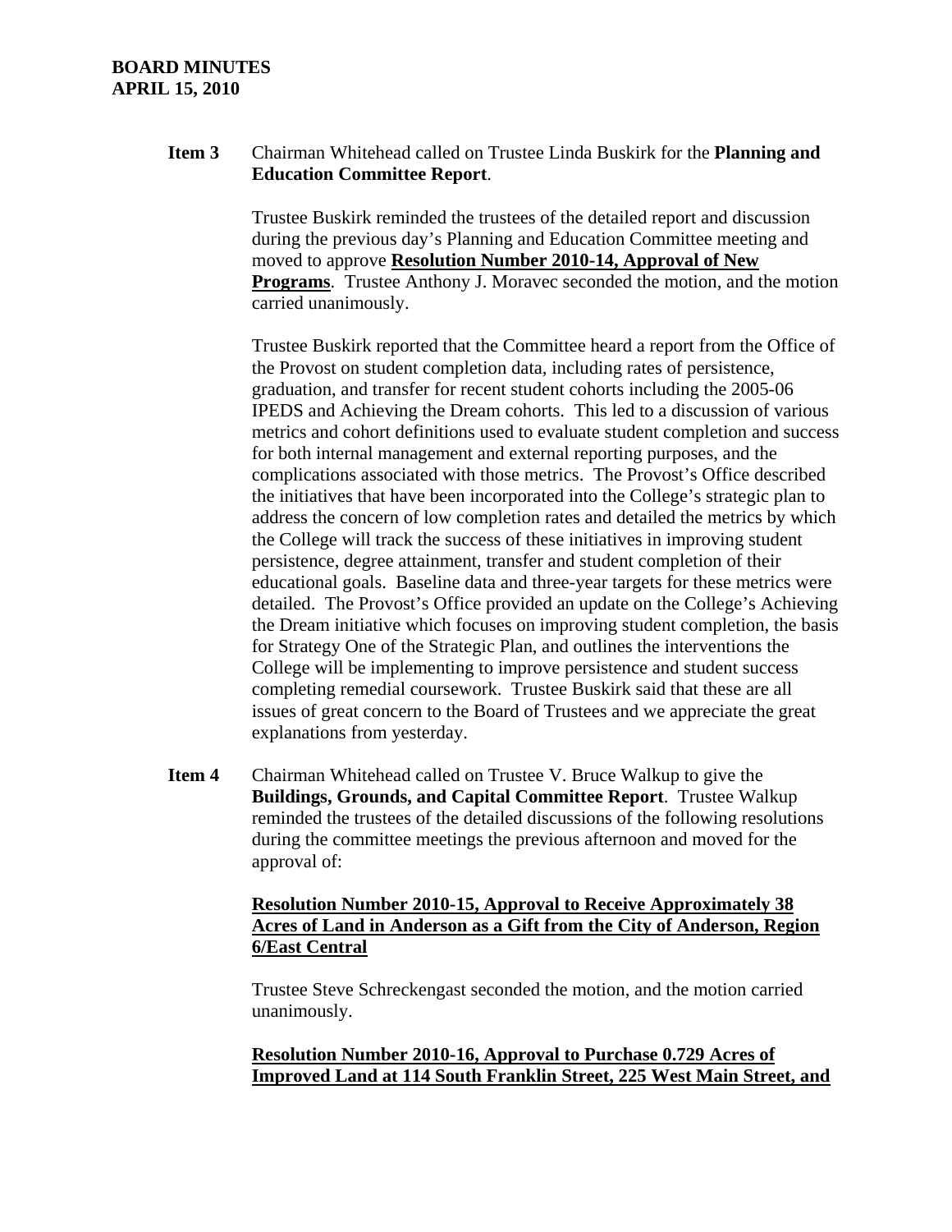**Item 3** Chairman Whitehead called on Trustee Linda Buskirk for the **Planning and Education Committee Report**.

Trustee Buskirk reminded the trustees of the detailed report and discussion during the previous day's Planning and Education Committee meeting and moved to approve **<u>Resolution Number 2010-14, Approval of New Programs</u>**. Trustee Anthony J. Moravec seconded the motion, and the motion carried unanimously.

Trustee Buskirk reported that the Committee heard a report from the Office of the Provost on student completion data, including rates of persistence, graduation, and transfer for recent student cohorts including the 2005-06 IPEDS and Achieving the Dream cohorts. This led to a discussion of various metrics and cohort definitions used to evaluate student completion and success for both internal management and external reporting purposes, and the complications associated with those metrics. The Provost's Office described the initiatives that have been incorporated into the College's strategic plan to address the concern of low completion rates and detailed the metrics by which the College will track the success of these initiatives in improving student persistence, degree attainment, transfer and student completion of their educational goals. Baseline data and three-year targets for these metrics were detailed. The Provost's Office provided an update on the College's Achieving the Dream initiative which focuses on improving student completion, the basis for Strategy One of the Strategic Plan, and outlines the interventions the College will be implementing to improve persistence and student success completing remedial coursework. Trustee Buskirk said that these are all issues of great concern to the Board of Trustees and we appreciate the great explanations from yesterday.

**Item 4** Chairman Whitehead called on Trustee V. Bruce Walkup to give the **Buildings, Grounds, and Capital Committee Report**. Trustee Walkup reminded the trustees of the detailed discussions of the following resolutions during the committee meetings the previous afternoon and moved for the approval of:

**<u>Resolution Number 2010-15, Approval to Receive Approximately 38 Acres of Land in Anderson as a Gift from the City of Anderson, Region 6/East Central</u>**

Trustee Steve Schreckengast seconded the motion, and the motion carried unanimously.

**<u>Resolution Number 2010-16, Approval to Purchase 0.729 Acres of Improved Land at 114 South Franklin Street, 225 West Main Street, and</u>**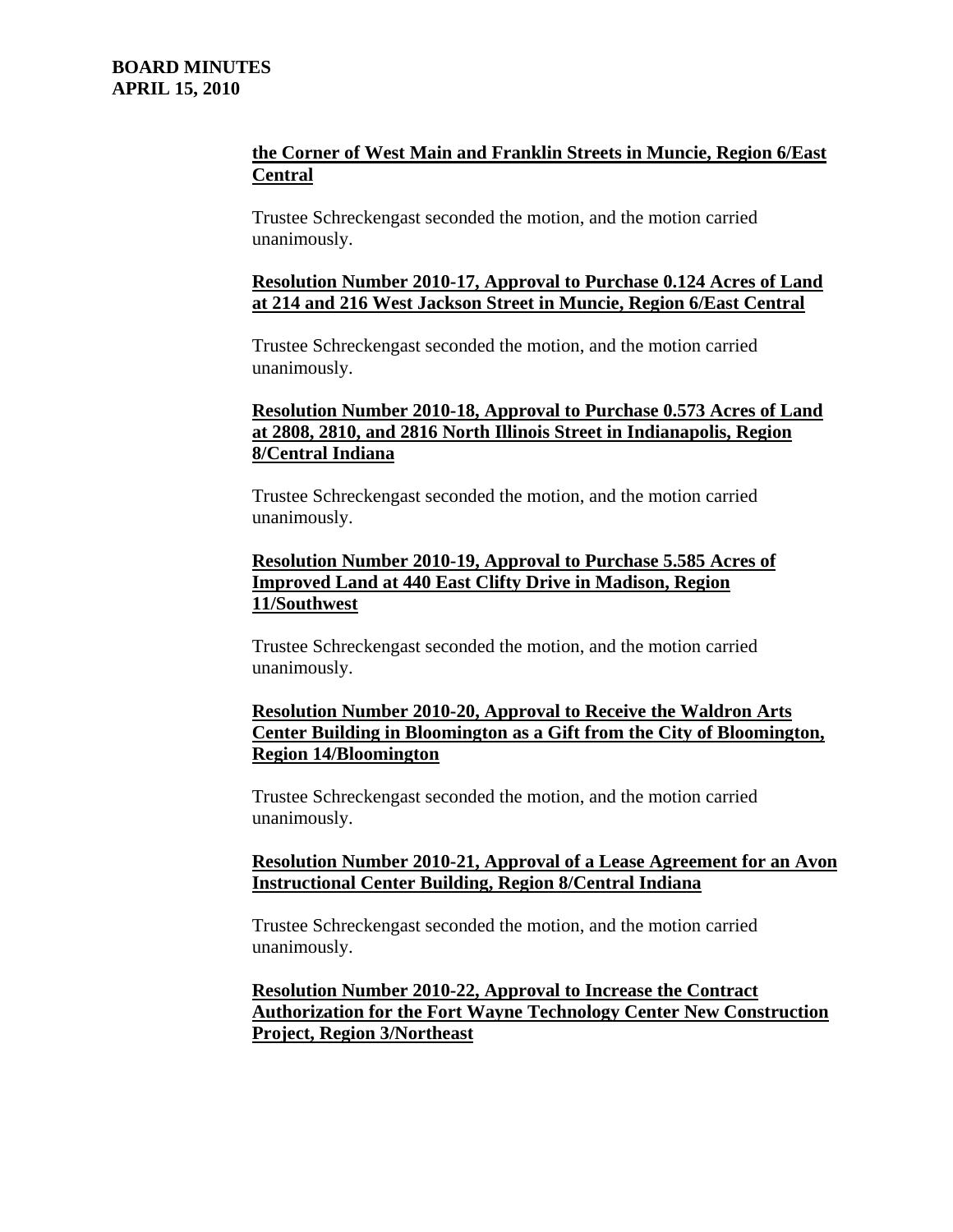**the Corner of West Main and Franklin Streets in Muncie, Region 6/East Central**

Trustee Schreckengast seconded the motion, and the motion carried unanimously.

**Resolution Number 2010-17, Approval to Purchase 0.124 Acres of Land at 214 and 216 West Jackson Street in Muncie, Region 6/East Central**

Trustee Schreckengast seconded the motion, and the motion carried unanimously.

**Resolution Number 2010-18, Approval to Purchase 0.573 Acres of Land at 2808, 2810, and 2816 North Illinois Street in Indianapolis, Region 8/Central Indiana**

Trustee Schreckengast seconded the motion, and the motion carried unanimously.

**Resolution Number 2010-19, Approval to Purchase 5.585 Acres of Improved Land at 440 East Clifty Drive in Madison, Region 11/Southwest**

Trustee Schreckengast seconded the motion, and the motion carried unanimously.

**Resolution Number 2010-20, Approval to Receive the Waldron Arts Center Building in Bloomington as a Gift from the City of Bloomington, Region 14/Bloomington**

Trustee Schreckengast seconded the motion, and the motion carried unanimously.

**Resolution Number 2010-21, Approval of a Lease Agreement for an Avon Instructional Center Building, Region 8/Central Indiana**

Trustee Schreckengast seconded the motion, and the motion carried unanimously.

**Resolution Number 2010-22, Approval to Increase the Contract Authorization for the Fort Wayne Technology Center New Construction Project, Region 3/Northeast**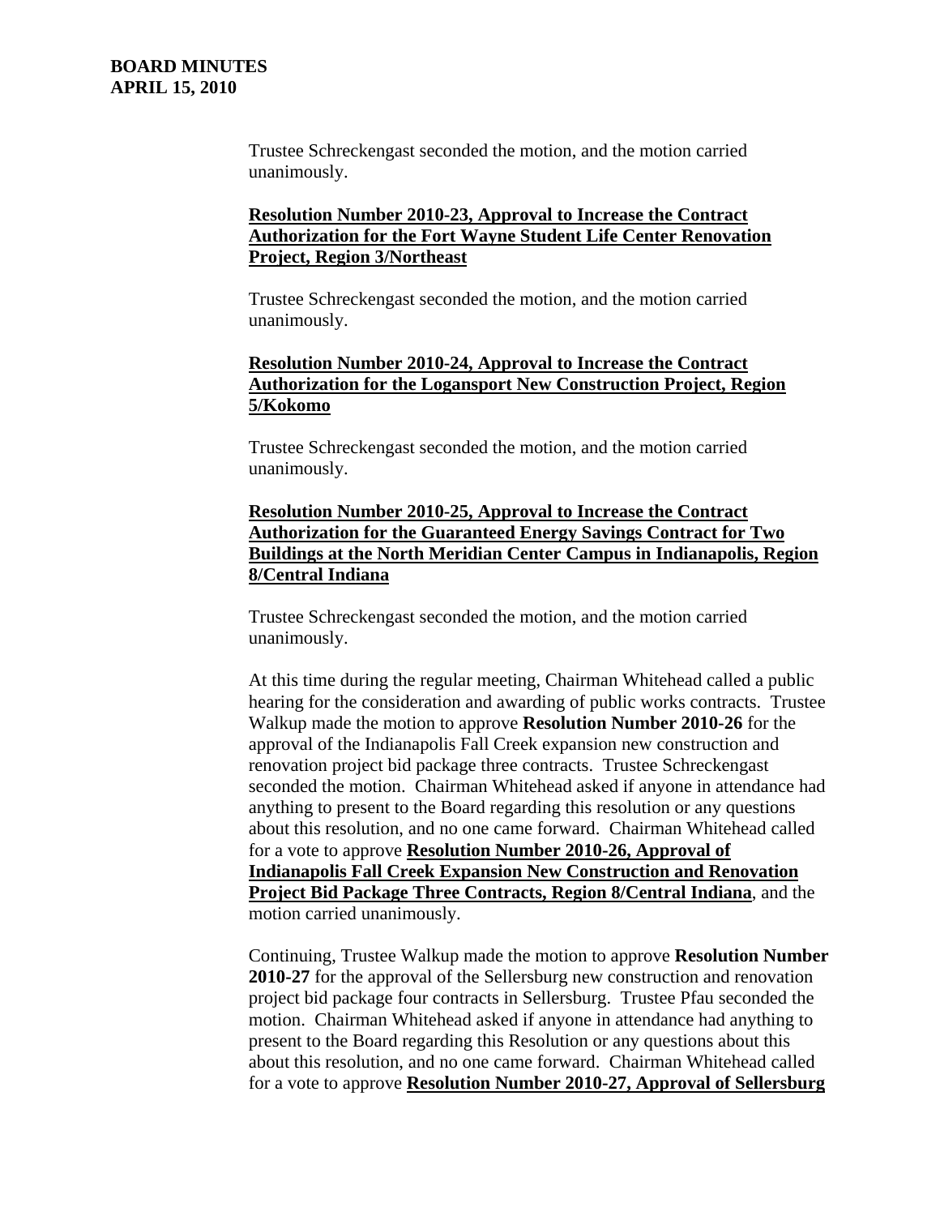Trustee Schreckengast seconded the motion, and the motion carried unanimously.

**Resolution Number 2010-23, Approval to Increase the Contract Authorization for the Fort Wayne Student Life Center Renovation Project, Region 3/Northeast**

Trustee Schreckengast seconded the motion, and the motion carried unanimously.

**Resolution Number 2010-24, Approval to Increase the Contract Authorization for the Logansport New Construction Project, Region 5/Kokomo**

Trustee Schreckengast seconded the motion, and the motion carried unanimously.

**Resolution Number 2010-25, Approval to Increase the Contract Authorization for the Guaranteed Energy Savings Contract for Two Buildings at the North Meridian Center Campus in Indianapolis, Region 8/Central Indiana**

Trustee Schreckengast seconded the motion, and the motion carried unanimously.

At this time during the regular meeting, Chairman Whitehead called a public hearing for the consideration and awarding of public works contracts. Trustee Walkup made the motion to approve **Resolution Number 2010-26** for the approval of the Indianapolis Fall Creek expansion new construction and renovation project bid package three contracts. Trustee Schreckengast seconded the motion. Chairman Whitehead asked if anyone in attendance had anything to present to the Board regarding this resolution or any questions about this resolution, and no one came forward. Chairman Whitehead called for a vote to approve **Resolution Number 2010-26, Approval of Indianapolis Fall Creek Expansion New Construction and Renovation Project Bid Package Three Contracts, Region 8/Central Indiana**, and the motion carried unanimously.

Continuing, Trustee Walkup made the motion to approve **Resolution Number 2010-27** for the approval of the Sellersburg new construction and renovation project bid package four contracts in Sellersburg. Trustee Pfau seconded the motion. Chairman Whitehead asked if anyone in attendance had anything to present to the Board regarding this Resolution or any questions about this about this resolution, and no one came forward. Chairman Whitehead called for a vote to approve **Resolution Number 2010-27, Approval of Sellersburg**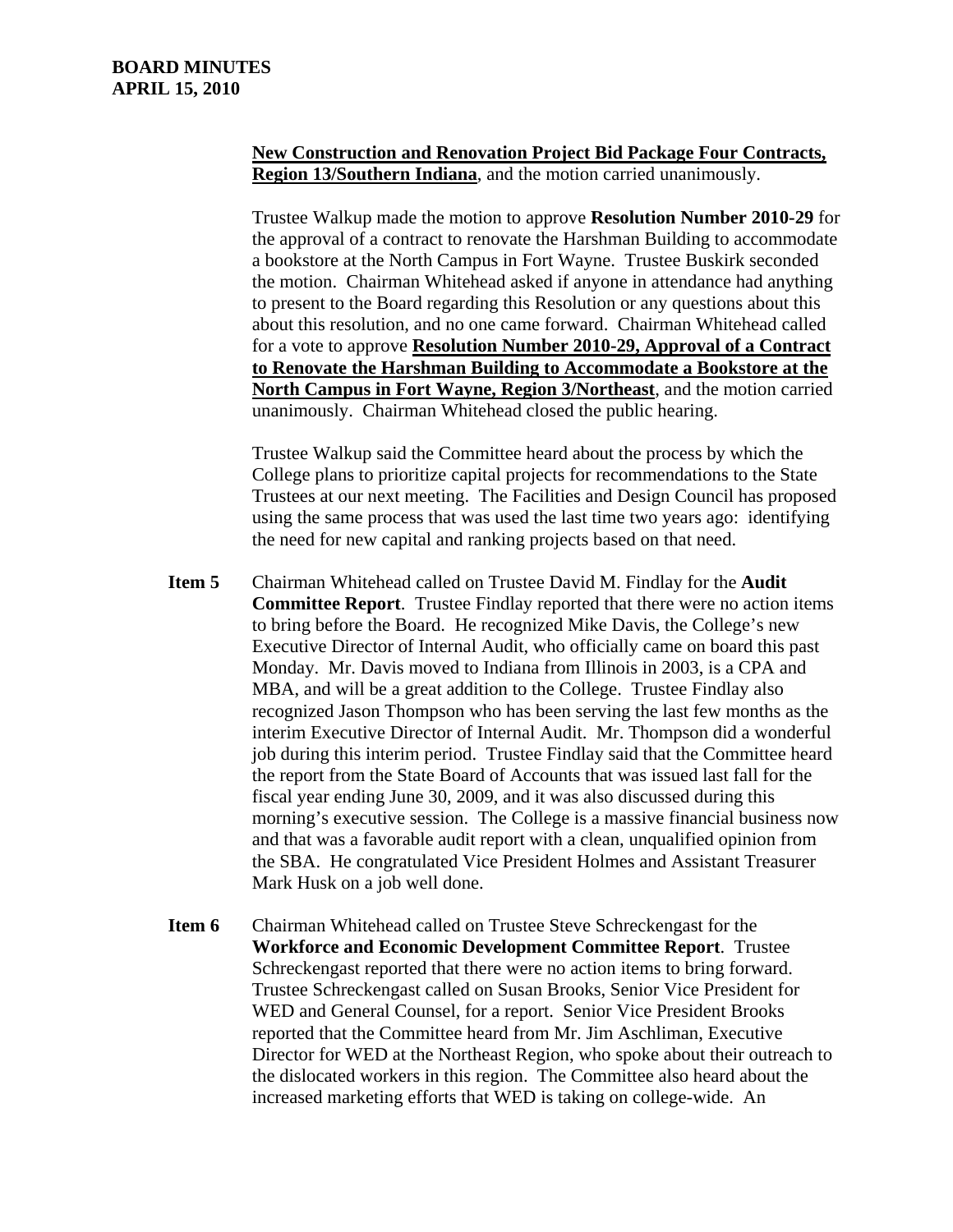**New Construction and Renovation Project Bid Package Four Contracts, Region 13/Southern Indiana**, and the motion carried unanimously.

Trustee Walkup made the motion to approve **Resolution Number 2010-29** for the approval of a contract to renovate the Harshman Building to accommodate a bookstore at the North Campus in Fort Wayne. Trustee Buskirk seconded the motion. Chairman Whitehead asked if anyone in attendance had anything to present to the Board regarding this Resolution or any questions about this about this resolution, and no one came forward. Chairman Whitehead called for a vote to approve **Resolution Number 2010-29, Approval of a Contract to Renovate the Harshman Building to Accommodate a Bookstore at the North Campus in Fort Wayne, Region 3/Northeast**, and the motion carried unanimously. Chairman Whitehead closed the public hearing.

Trustee Walkup said the Committee heard about the process by which the College plans to prioritize capital projects for recommendations to the State Trustees at our next meeting. The Facilities and Design Council has proposed using the same process that was used the last time two years ago: identifying the need for new capital and ranking projects based on that need.

**Item 5** Chairman Whitehead called on Trustee David M. Findlay for the **Audit Committee Report**. Trustee Findlay reported that there were no action items to bring before the Board. He recognized Mike Davis, the College's new Executive Director of Internal Audit, who officially came on board this past Monday. Mr. Davis moved to Indiana from Illinois in 2003, is a CPA and MBA, and will be a great addition to the College. Trustee Findlay also recognized Jason Thompson who has been serving the last few months as the interim Executive Director of Internal Audit. Mr. Thompson did a wonderful job during this interim period. Trustee Findlay said that the Committee heard the report from the State Board of Accounts that was issued last fall for the fiscal year ending June 30, 2009, and it was also discussed during this morning's executive session. The College is a massive financial business now and that was a favorable audit report with a clean, unqualified opinion from the SBA. He congratulated Vice President Holmes and Assistant Treasurer Mark Husk on a job well done.

**Item 6** Chairman Whitehead called on Trustee Steve Schreckengast for the **Workforce and Economic Development Committee Report**. Trustee Schreckengast reported that there were no action items to bring forward. Trustee Schreckengast called on Susan Brooks, Senior Vice President for WED and General Counsel, for a report. Senior Vice President Brooks reported that the Committee heard from Mr. Jim Aschliman, Executive Director for WED at the Northeast Region, who spoke about their outreach to the dislocated workers in this region. The Committee also heard about the increased marketing efforts that WED is taking on college-wide. An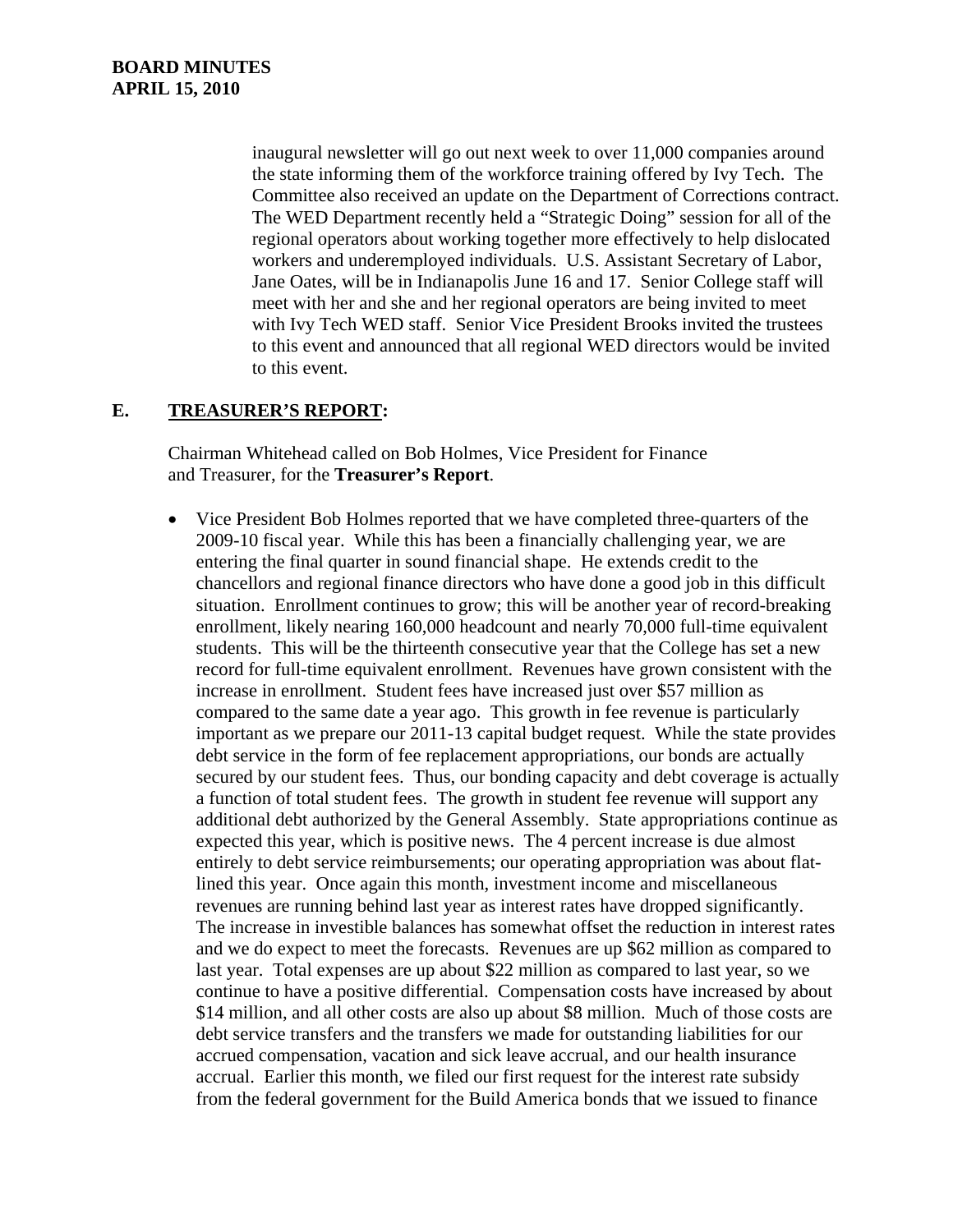inaugural newsletter will go out next week to over 11,000 companies around the state informing them of the workforce training offered by Ivy Tech. The Committee also received an update on the Department of Corrections contract. The WED Department recently held a "Strategic Doing" session for all of the regional operators about working together more effectively to help dislocated workers and underemployed individuals. U.S. Assistant Secretary of Labor, Jane Oates, will be in Indianapolis June 16 and 17. Senior College staff will meet with her and she and her regional operators are being invited to meet with Ivy Tech WED staff. Senior Vice President Brooks invited the trustees to this event and announced that all regional WED directors would be invited to this event.

## E. TREASURER'S REPORT:

Chairman Whitehead called on Bob Holmes, Vice President for Finance and Treasurer, for the **Treasurer's Report**.

- Vice President Bob Holmes reported that we have completed three-quarters of the 2009-10 fiscal year. While this has been a financially challenging year, we are entering the final quarter in sound financial shape. He extends credit to the chancellors and regional finance directors who have done a good job in this difficult situation. Enrollment continues to grow; this will be another year of record-breaking enrollment, likely nearing 160,000 headcount and nearly 70,000 full-time equivalent students. This will be the thirteenth consecutive year that the College has set a new record for full-time equivalent enrollment. Revenues have grown consistent with the increase in enrollment. Student fees have increased just over $57 million as compared to the same date a year ago. This growth in fee revenue is particularly important as we prepare our 2011-13 capital budget request. While the state provides debt service in the form of fee replacement appropriations, our bonds are actually secured by our student fees. Thus, our bonding capacity and debt coverage is actually a function of total student fees. The growth in student fee revenue will support any additional debt authorized by the General Assembly. State appropriations continue as expected this year, which is positive news. The 4 percent increase is due almost entirely to debt service reimbursements; our operating appropriation was about flat-lined this year. Once again this month, investment income and miscellaneous revenues are running behind last year as interest rates have dropped significantly. The increase in investible balances has somewhat offset the reduction in interest rates and we do expect to meet the forecasts. Revenues are up $62 million as compared to last year. Total expenses are up about $22 million as compared to last year, so we continue to have a positive differential. Compensation costs have increased by about $14 million, and all other costs are also up about $8 million. Much of those costs are debt service transfers and the transfers we made for outstanding liabilities for our accrued compensation, vacation and sick leave accrual, and our health insurance accrual. Earlier this month, we filed our first request for the interest rate subsidy from the federal government for the Build America bonds that we issued to finance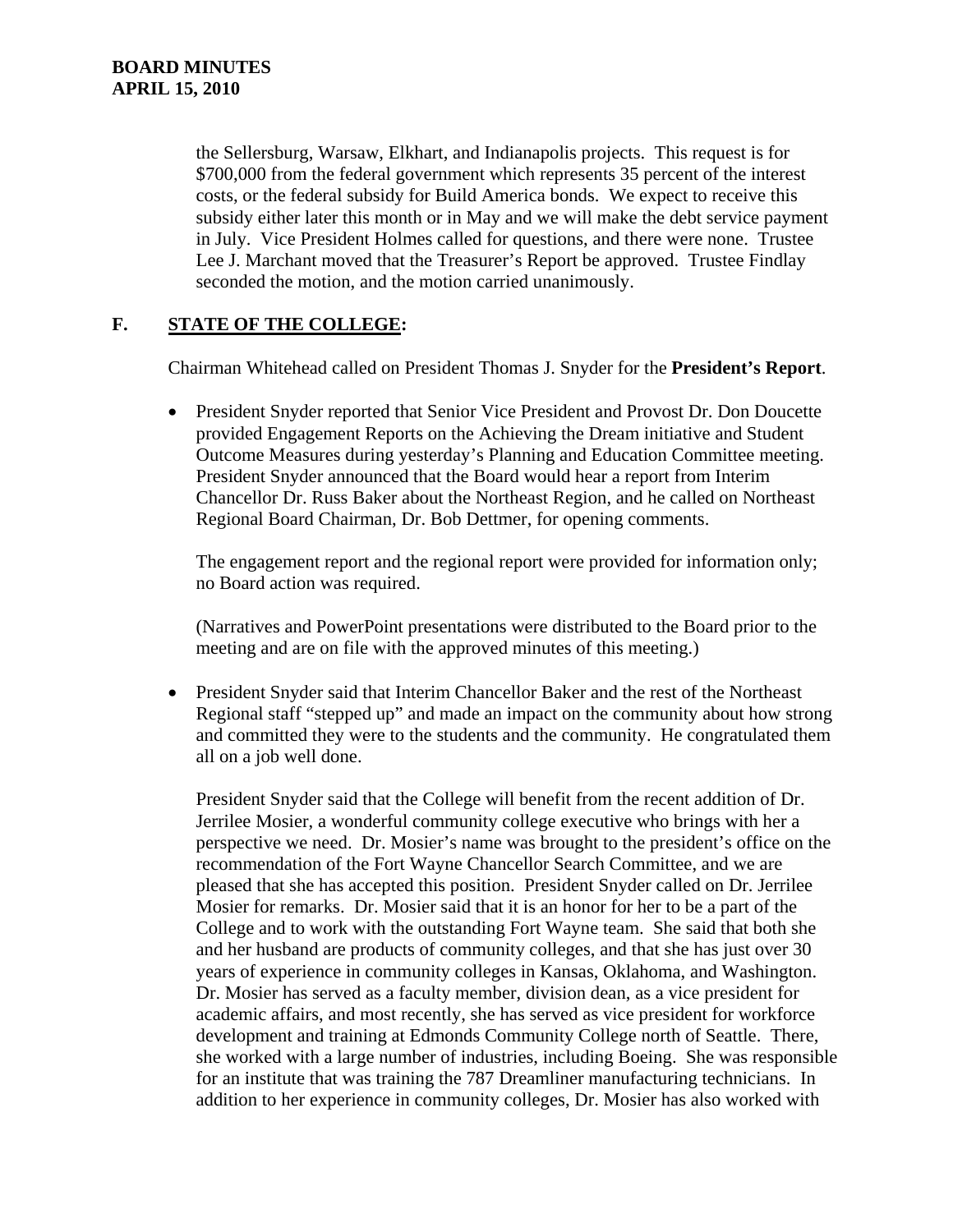the Sellersburg, Warsaw, Elkhart, and Indianapolis projects. This request is for $700,000 from the federal government which represents 35 percent of the interest costs, or the federal subsidy for Build America bonds. We expect to receive this subsidy either later this month or in May and we will make the debt service payment in July. Vice President Holmes called for questions, and there were none. Trustee Lee J. Marchant moved that the Treasurer's Report be approved. Trustee Findlay seconded the motion, and the motion carried unanimously.

## F. STATE OF THE COLLEGE:

Chairman Whitehead called on President Thomas J. Snyder for the **President's Report**.

- President Snyder reported that Senior Vice President and Provost Dr. Don Doucette provided Engagement Reports on the Achieving the Dream initiative and Student Outcome Measures during yesterday's Planning and Education Committee meeting. President Snyder announced that the Board would hear a report from Interim Chancellor Dr. Russ Baker about the Northeast Region, and he called on Northeast Regional Board Chairman, Dr. Bob Dettmer, for opening comments.

  The engagement report and the regional report were provided for information only; no Board action was required.

  (Narratives and PowerPoint presentations were distributed to the Board prior to the meeting and are on file with the approved minutes of this meeting.)

- President Snyder said that Interim Chancellor Baker and the rest of the Northeast Regional staff "stepped up" and made an impact on the community about how strong and committed they were to the students and the community. He congratulated them all on a job well done.

  President Snyder said that the College will benefit from the recent addition of Dr. Jerrilee Mosier, a wonderful community college executive who brings with her a perspective we need. Dr. Mosier's name was brought to the president's office on the recommendation of the Fort Wayne Chancellor Search Committee, and we are pleased that she has accepted this position. President Snyder called on Dr. Jerrilee Mosier for remarks. Dr. Mosier said that it is an honor for her to be a part of the College and to work with the outstanding Fort Wayne team. She said that both she and her husband are products of community colleges, and that she has just over 30 years of experience in community colleges in Kansas, Oklahoma, and Washington. Dr. Mosier has served as a faculty member, division dean, as a vice president for academic affairs, and most recently, she has served as vice president for workforce development and training at Edmonds Community College north of Seattle. There, she worked with a large number of industries, including Boeing. She was responsible for an institute that was training the 787 Dreamliner manufacturing technicians. In addition to her experience in community colleges, Dr. Mosier has also worked with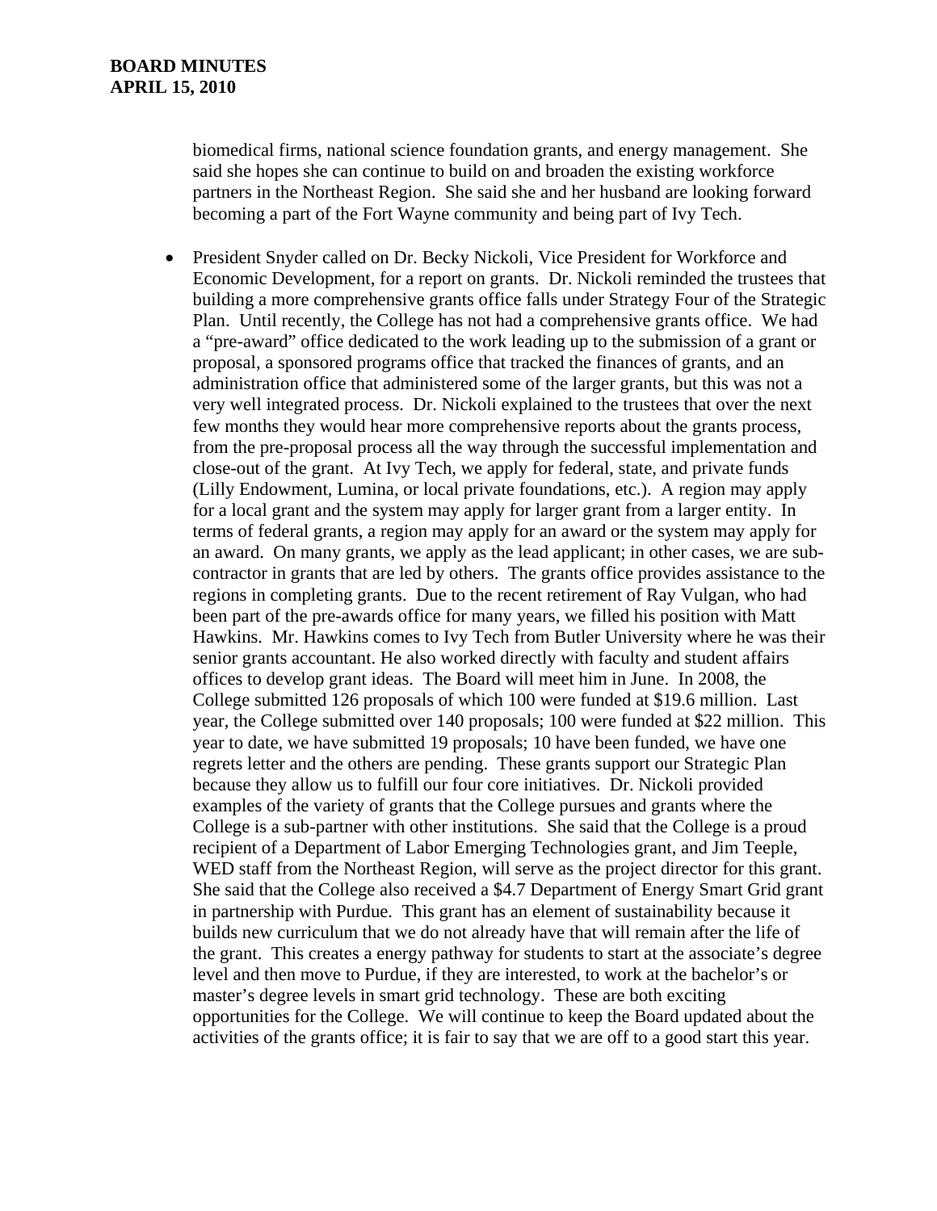biomedical firms, national science foundation grants, and energy management. She said she hopes she can continue to build on and broaden the existing workforce partners in the Northeast Region. She said she and her husband are looking forward becoming a part of the Fort Wayne community and being part of Ivy Tech.

- President Snyder called on Dr. Becky Nickoli, Vice President for Workforce and Economic Development, for a report on grants. Dr. Nickoli reminded the trustees that building a more comprehensive grants office falls under Strategy Four of the Strategic Plan. Until recently, the College has not had a comprehensive grants office. We had a "pre-award" office dedicated to the work leading up to the submission of a grant or proposal, a sponsored programs office that tracked the finances of grants, and an administration office that administered some of the larger grants, but this was not a very well integrated process. Dr. Nickoli explained to the trustees that over the next few months they would hear more comprehensive reports about the grants process, from the pre-proposal process all the way through the successful implementation and close-out of the grant. At Ivy Tech, we apply for federal, state, and private funds (Lilly Endowment, Lumina, or local private foundations, etc.). A region may apply for a local grant and the system may apply for larger grant from a larger entity. In terms of federal grants, a region may apply for an award or the system may apply for an award. On many grants, we apply as the lead applicant; in other cases, we are sub-contractor in grants that are led by others. The grants office provides assistance to the regions in completing grants. Due to the recent retirement of Ray Vulgan, who had been part of the pre-awards office for many years, we filled his position with Matt Hawkins. Mr. Hawkins comes to Ivy Tech from Butler University where he was their senior grants accountant. He also worked directly with faculty and student affairs offices to develop grant ideas. The Board will meet him in June. In 2008, the College submitted 126 proposals of which 100 were funded at $19.6 million. Last year, the College submitted over 140 proposals; 100 were funded at $22 million. This year to date, we have submitted 19 proposals; 10 have been funded, we have one regrets letter and the others are pending. These grants support our Strategic Plan because they allow us to fulfill our four core initiatives. Dr. Nickoli provided examples of the variety of grants that the College pursues and grants where the College is a sub-partner with other institutions. She said that the College is a proud recipient of a Department of Labor Emerging Technologies grant, and Jim Teeple, WED staff from the Northeast Region, will serve as the project director for this grant. She said that the College also received a $4.7 Department of Energy Smart Grid grant in partnership with Purdue. This grant has an element of sustainability because it builds new curriculum that we do not already have that will remain after the life of the grant. This creates a energy pathway for students to start at the associate's degree level and then move to Purdue, if they are interested, to work at the bachelor's or master's degree levels in smart grid technology. These are both exciting opportunities for the College. We will continue to keep the Board updated about the activities of the grants office; it is fair to say that we are off to a good start this year.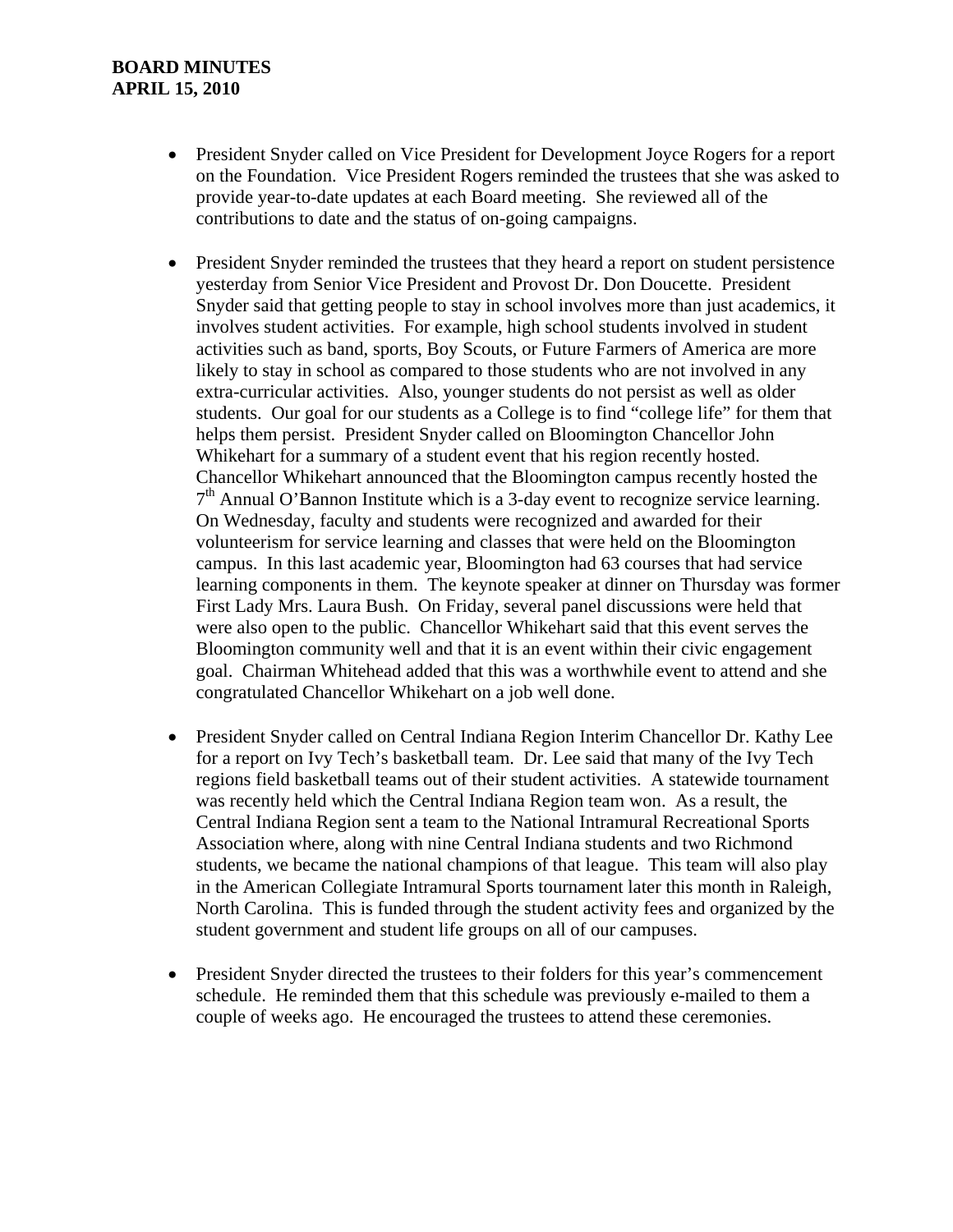- President Snyder called on Vice President for Development Joyce Rogers for a report on the Foundation. Vice President Rogers reminded the trustees that she was asked to provide year-to-date updates at each Board meeting. She reviewed all of the contributions to date and the status of on-going campaigns.

- President Snyder reminded the trustees that they heard a report on student persistence yesterday from Senior Vice President and Provost Dr. Don Doucette. President Snyder said that getting people to stay in school involves more than just academics, it involves student activities. For example, high school students involved in student activities such as band, sports, Boy Scouts, or Future Farmers of America are more likely to stay in school as compared to those students who are not involved in any extra-curricular activities. Also, younger students do not persist as well as older students. Our goal for our students as a College is to find "college life" for them that helps them persist. President Snyder called on Bloomington Chancellor John Whikehart for a summary of a student event that his region recently hosted. Chancellor Whikehart announced that the Bloomington campus recently hosted the 7th Annual O'Bannon Institute which is a 3-day event to recognize service learning. On Wednesday, faculty and students were recognized and awarded for their volunteerism for service learning and classes that were held on the Bloomington campus. In this last academic year, Bloomington had 63 courses that had service learning components in them. The keynote speaker at dinner on Thursday was former First Lady Mrs. Laura Bush. On Friday, several panel discussions were held that were also open to the public. Chancellor Whikehart said that this event serves the Bloomington community well and that it is an event within their civic engagement goal. Chairman Whitehead added that this was a worthwhile event to attend and she congratulated Chancellor Whikehart on a job well done.

- President Snyder called on Central Indiana Region Interim Chancellor Dr. Kathy Lee for a report on Ivy Tech's basketball team. Dr. Lee said that many of the Ivy Tech regions field basketball teams out of their student activities. A statewide tournament was recently held which the Central Indiana Region team won. As a result, the Central Indiana Region sent a team to the National Intramural Recreational Sports Association where, along with nine Central Indiana students and two Richmond students, we became the national champions of that league. This team will also play in the American Collegiate Intramural Sports tournament later this month in Raleigh, North Carolina. This is funded through the student activity fees and organized by the student government and student life groups on all of our campuses.

- President Snyder directed the trustees to their folders for this year's commencement schedule. He reminded them that this schedule was previously e-mailed to them a couple of weeks ago. He encouraged the trustees to attend these ceremonies.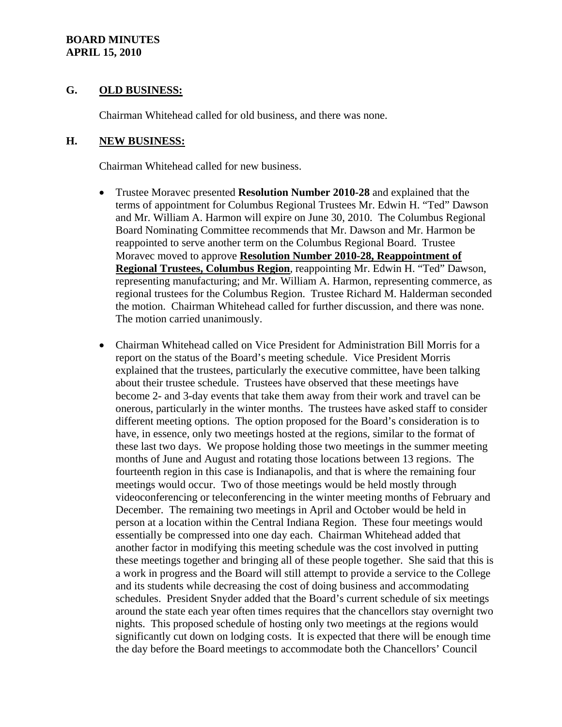## G. OLD BUSINESS:

Chairman Whitehead called for old business, and there was none.

## H. NEW BUSINESS:

Chairman Whitehead called for new business.

- Trustee Moravec presented **Resolution Number 2010-28** and explained that the terms of appointment for Columbus Regional Trustees Mr. Edwin H. "Ted" Dawson and Mr. William A. Harmon will expire on June 30, 2010. The Columbus Regional Board Nominating Committee recommends that Mr. Dawson and Mr. Harmon be reappointed to serve another term on the Columbus Regional Board. Trustee Moravec moved to approve **Resolution Number 2010-28, Reappointment of Regional Trustees, Columbus Region**, reappointing Mr. Edwin H. "Ted" Dawson, representing manufacturing; and Mr. William A. Harmon, representing commerce, as regional trustees for the Columbus Region. Trustee Richard M. Halderman seconded the motion. Chairman Whitehead called for further discussion, and there was none. The motion carried unanimously.

- Chairman Whitehead called on Vice President for Administration Bill Morris for a report on the status of the Board's meeting schedule. Vice President Morris explained that the trustees, particularly the executive committee, have been talking about their trustee schedule. Trustees have observed that these meetings have become 2- and 3-day events that take them away from their work and travel can be onerous, particularly in the winter months. The trustees have asked staff to consider different meeting options. The option proposed for the Board's consideration is to have, in essence, only two meetings hosted at the regions, similar to the format of these last two days. We propose holding those two meetings in the summer meeting months of June and August and rotating those locations between 13 regions. The fourteenth region in this case is Indianapolis, and that is where the remaining four meetings would occur. Two of those meetings would be held mostly through videoconferencing or teleconferencing in the winter meeting months of February and December. The remaining two meetings in April and October would be held in person at a location within the Central Indiana Region. These four meetings would essentially be compressed into one day each. Chairman Whitehead added that another factor in modifying this meeting schedule was the cost involved in putting these meetings together and bringing all of these people together. She said that this is a work in progress and the Board will still attempt to provide a service to the College and its students while decreasing the cost of doing business and accommodating schedules. President Snyder added that the Board's current schedule of six meetings around the state each year often times requires that the chancellors stay overnight two nights. This proposed schedule of hosting only two meetings at the regions would significantly cut down on lodging costs. It is expected that there will be enough time the day before the Board meetings to accommodate both the Chancellors' Council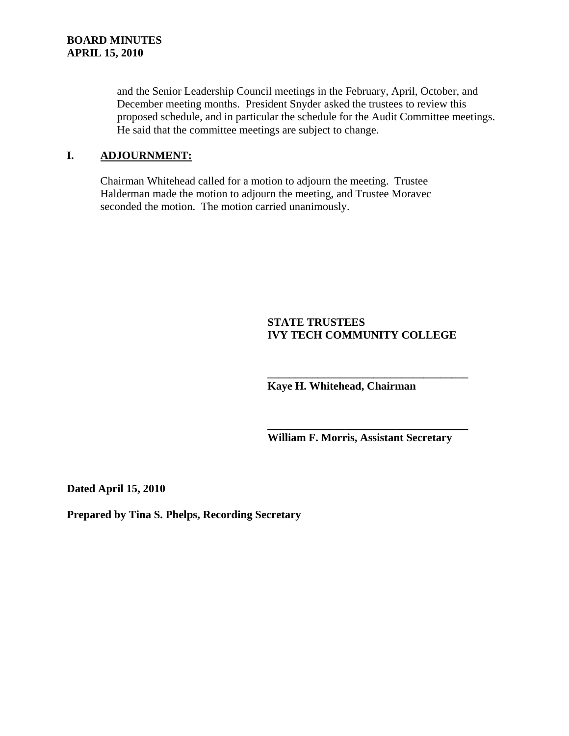and the Senior Leadership Council meetings in the February, April, October, and December meeting months. President Snyder asked the trustees to review this proposed schedule, and in particular the schedule for the Audit Committee meetings. He said that the committee meetings are subject to change.

## I. ADJOURNMENT:

Chairman Whitehead called for a motion to adjourn the meeting. Trustee Halderman made the motion to adjourn the meeting, and Trustee Moravec seconded the motion. The motion carried unanimously.

**STATE TRUSTEES**
**IVY TECH COMMUNITY COLLEGE**

\_\_\_\_\_\_\_\_\_\_\_\_\_\_\_\_\_\_\_\_\_\_\_\_\_\_\_\_\_\_\_\_\_\_\_\_
**Kaye H. Whitehead, Chairman**

\_\_\_\_\_\_\_\_\_\_\_\_\_\_\_\_\_\_\_\_\_\_\_\_\_\_\_\_\_\_\_\_\_\_\_\_
**William F. Morris, Assistant Secretary**

**Dated April 15, 2010**

**Prepared by Tina S. Phelps, Recording Secretary**